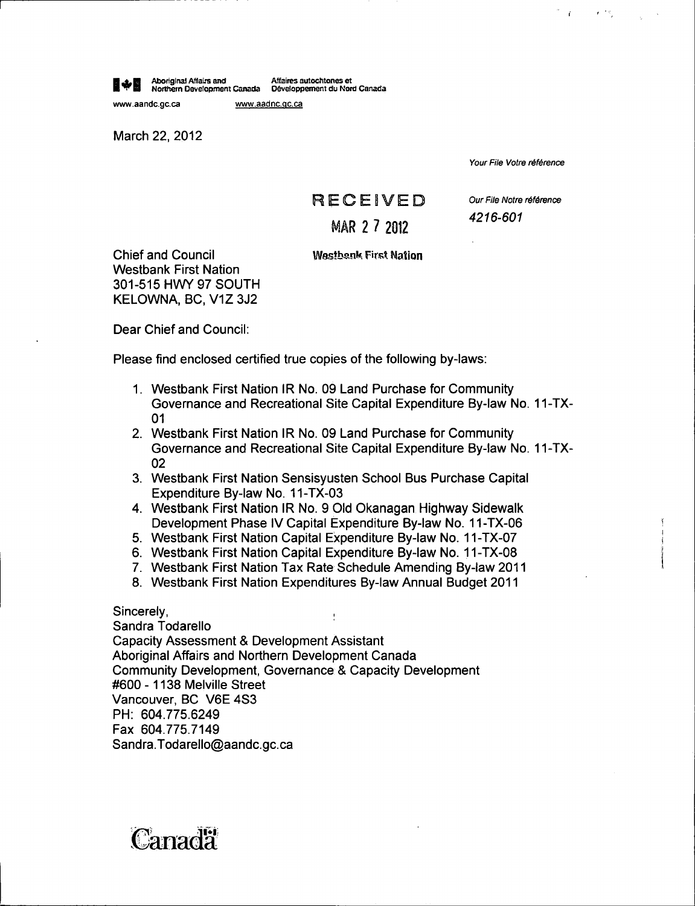Aboriginal Affairs and Northern Development Canada | Affaires autochtones et Développement du Nord Canada

www.aandc.gc.ca www.aadnc.gc.ca

March 22, 2012

*Your File Votre référence*

RECEIVED

MAR 27 2012

Westbank First Nation

*Our File Notre référence*

*4216-601*

Chief and Council
Westbank First Nation
301-515 HWY 97 SOUTH
KELOWNA, BC, V1Z 3J2

Dear Chief and Council:

Please find enclosed certified true copies of the following by-laws:

1. Westbank First Nation IR No. 09 Land Purchase for Community Governance and Recreational Site Capital Expenditure By-law No. 11-TX-01
2. Westbank First Nation IR No. 09 Land Purchase for Community Governance and Recreational Site Capital Expenditure By-law No. 11-TX-02
3. Westbank First Nation Sensisyusten School Bus Purchase Capital Expenditure By-law No. 11-TX-03
4. Westbank First Nation IR No. 9 Old Okanagan Highway Sidewalk Development Phase IV Capital Expenditure By-law No. 11-TX-06
5. Westbank First Nation Capital Expenditure By-law No. 11-TX-07
6. Westbank First Nation Capital Expenditure By-law No. 11-TX-08
7. Westbank First Nation Tax Rate Schedule Amending By-law 2011
8. Westbank First Nation Expenditures By-law Annual Budget 2011

Sincerely,
Sandra Todarello
Capacity Assessment & Development Assistant
Aboriginal Affairs and Northern Development Canada
Community Development, Governance & Capacity Development
#600 - 1138 Melville Street
Vancouver, BC V6E 4S3
PH: 604.775.6249
Fax 604.775.7149
Sandra.Todarello@aandc.gc.ca

Canada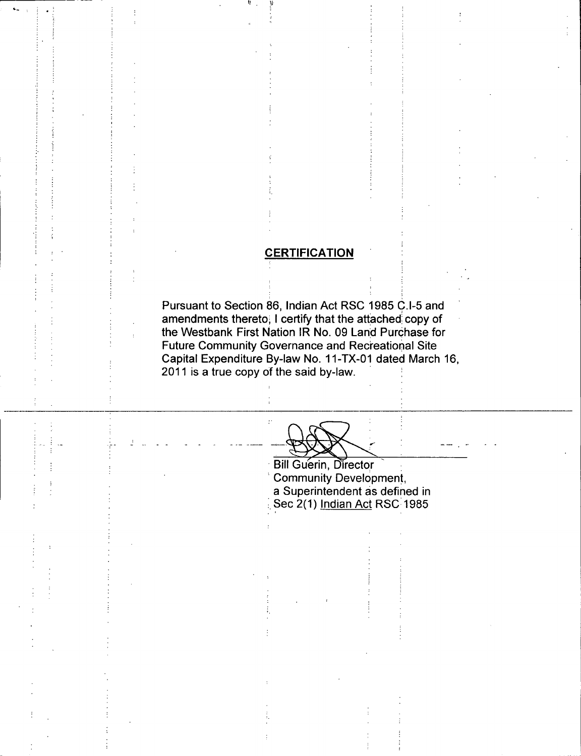## CERTIFICATION

Pursuant to Section 86, Indian Act RSC 1985 C.I-5 and amendments thereto, I certify that the attached copy of the Westbank First Nation IR No. 09 Land Purchase for Future Community Governance and Recreational Site Capital Expenditure By-law No. 11-TX-01 dated March 16, 2011 is a true copy of the said by-law.

Bill Guérin, Director
Community Development,
a Superintendent as defined in
Sec 2(1) Indian Act RSC 1985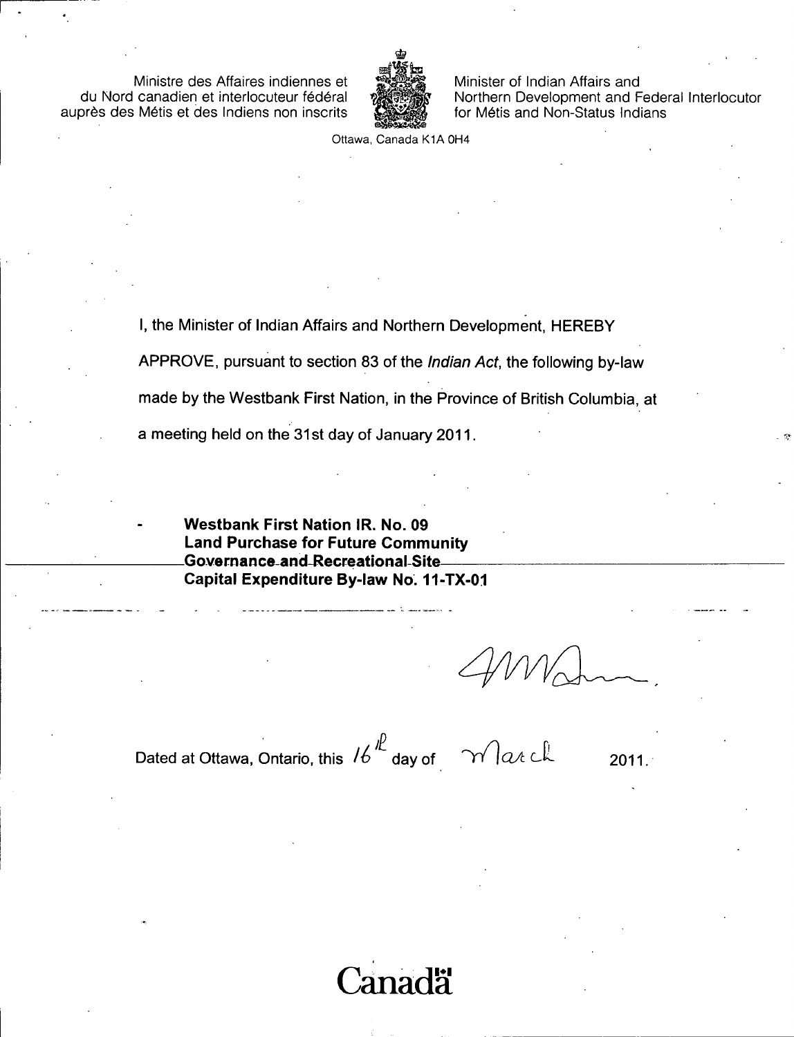Ministre des Affaires indiennes et du Nord canadien et interlocuteur fédéral auprès des Métis et des Indiens non inscrits

Minister of Indian Affairs and Northern Development and Federal Interlocutor for Métis and Non-Status Indians

Ottawa, Canada K1A 0H4

I, the Minister of Indian Affairs and Northern Development, HEREBY APPROVE, pursuant to section 83 of the *Indian Act*, the following by-law made by the Westbank First Nation, in the Province of British Columbia, at a meeting held on the 31st day of January 2011.

- **Westbank First Nation IR. No. 09 Land Purchase for Future Community Governance and Recreational Site Capital Expenditure By-law No. 11-TX-01**

Dated at Ottawa, Ontario, this 16th day of March 2011.

Canada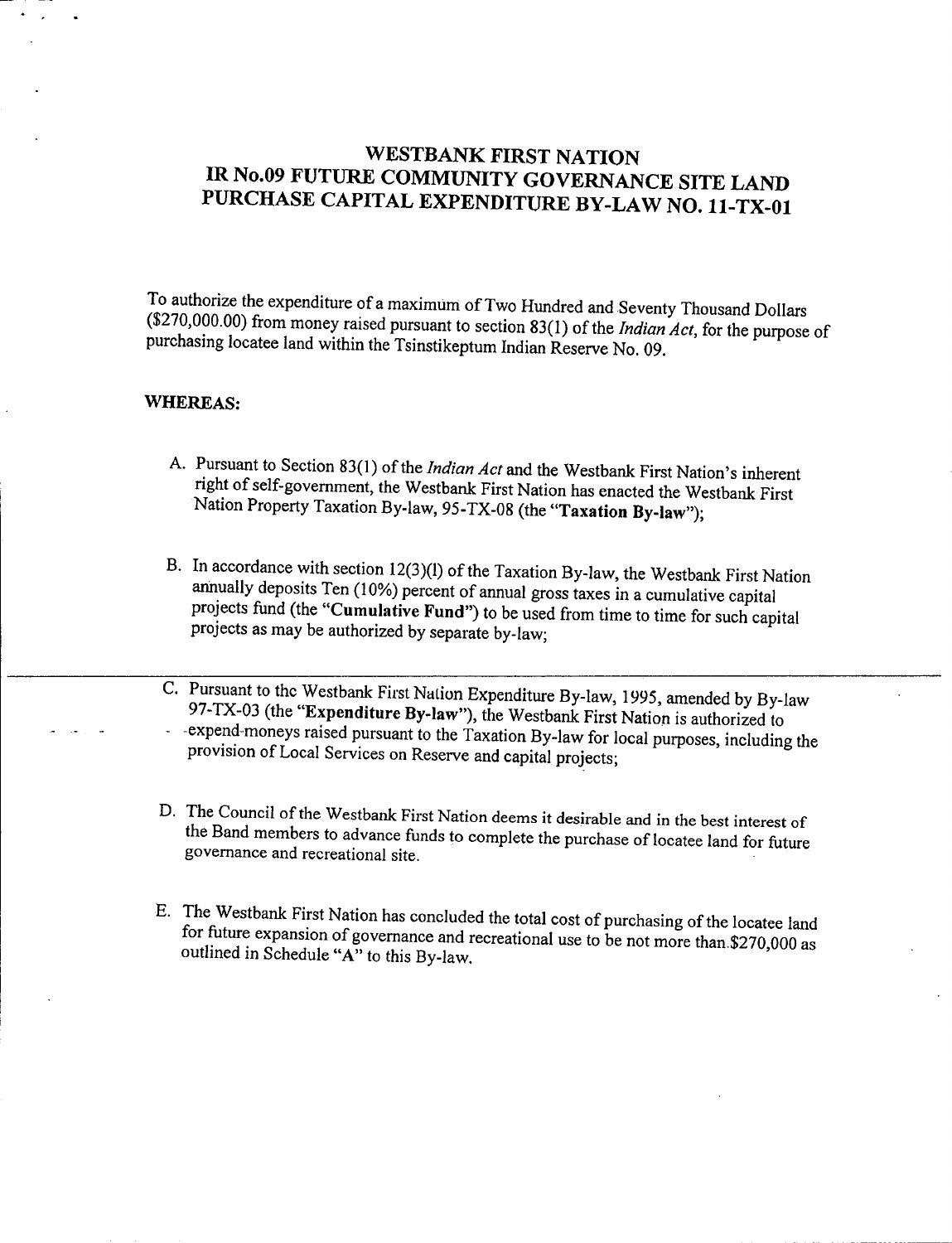# WESTBANK FIRST NATION
# IR No.09 FUTURE COMMUNITY GOVERNANCE SITE LAND PURCHASE CAPITAL EXPENDITURE BY-LAW NO. 11-TX-01

To authorize the expenditure of a maximum of Two Hundred and Seventy Thousand Dollars ($270,000.00) from money raised pursuant to section 83(1) of the *Indian Act*, for the purpose of purchasing locatee land within the Tsinstikeptum Indian Reserve No. 09.

**WHEREAS:**

A. Pursuant to Section 83(1) of the *Indian Act* and the Westbank First Nation's inherent right of self-government, the Westbank First Nation has enacted the Westbank First Nation Property Taxation By-law, 95-TX-08 (the "**Taxation By-law**");

B. In accordance with section 12(3)(l) of the Taxation By-law, the Westbank First Nation annually deposits Ten (10%) percent of annual gross taxes in a cumulative capital projects fund (the "**Cumulative Fund**") to be used from time to time for such capital projects as may be authorized by separate by-law;

C. Pursuant to the Westbank First Nation Expenditure By-law, 1995, amended by By-law 97-TX-03 (the "**Expenditure By-law**"), the Westbank First Nation is authorized to expend moneys raised pursuant to the Taxation By-law for local purposes, including the provision of Local Services on Reserve and capital projects;

D. The Council of the Westbank First Nation deems it desirable and in the best interest of the Band members to advance funds to complete the purchase of locatee land for future governance and recreational site.

E. The Westbank First Nation has concluded the total cost of purchasing of the locatee land for future expansion of governance and recreational use to be not more than $270,000 as outlined in Schedule "A" to this By-law.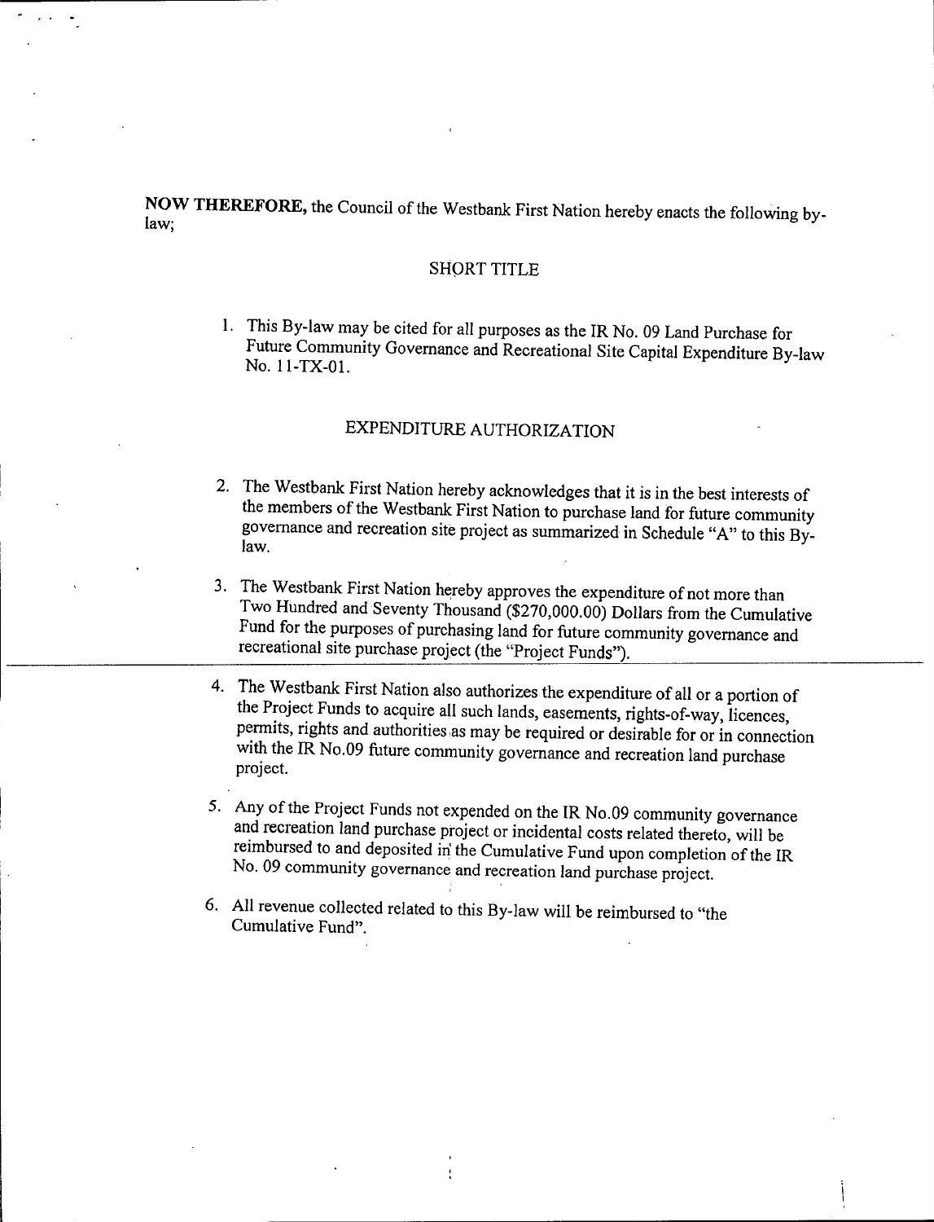**NOW THEREFORE,** the Council of the Westbank First Nation hereby enacts the following by-law;

## SHORT TITLE

1. This By-law may be cited for all purposes as the IR No. 09 Land Purchase for Future Community Governance and Recreational Site Capital Expenditure By-law No. 11-TX-01.

## EXPENDITURE AUTHORIZATION

2. The Westbank First Nation hereby acknowledges that it is in the best interests of the members of the Westbank First Nation to purchase land for future community governance and recreation site project as summarized in Schedule "A" to this By-law.

3. The Westbank First Nation hereby approves the expenditure of not more than Two Hundred and Seventy Thousand ($270,000.00) Dollars from the Cumulative Fund for the purposes of purchasing land for future community governance and recreational site purchase project (the "Project Funds").

4. The Westbank First Nation also authorizes the expenditure of all or a portion of the Project Funds to acquire all such lands, easements, rights-of-way, licences, permits, rights and authorities as may be required or desirable for or in connection with the IR No.09 future community governance and recreation land purchase project.

5. Any of the Project Funds not expended on the IR No.09 community governance and recreation land purchase project or incidental costs related thereto, will be reimbursed to and deposited in the Cumulative Fund upon completion of the IR No. 09 community governance and recreation land purchase project.

6. All revenue collected related to this By-law will be reimbursed to "the Cumulative Fund".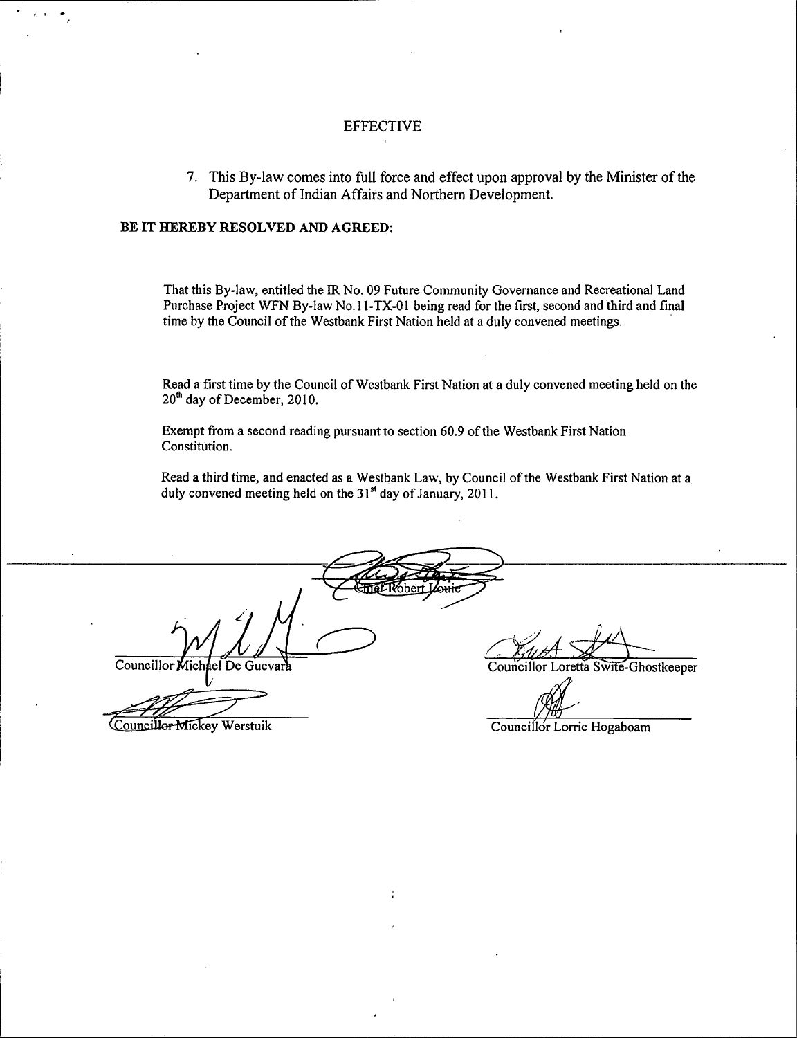## EFFECTIVE

7. This By-law comes into full force and effect upon approval by the Minister of the Department of Indian Affairs and Northern Development.

**BE IT HEREBY RESOLVED AND AGREED:**

That this By-law, entitled the IR No. 09 Future Community Governance and Recreational Land Purchase Project WFN By-law No.11-TX-01 being read for the first, second and third and final time by the Council of the Westbank First Nation held at a duly convened meetings.

Read a first time by the Council of Westbank First Nation at a duly convened meeting held on the 20th day of December, 2010.

Exempt from a second reading pursuant to section 60.9 of the Westbank First Nation Constitution.

Read a third time, and enacted as a Westbank Law, by Council of the Westbank First Nation at a duly convened meeting held on the 31st day of January, 2011.

Chief Robert Louie

Councillor Michael De Guevara

Councillor Loretta Swite-Ghostkeeper

Councillor Mickey Werstuik

Councillor Lorrie Hogaboam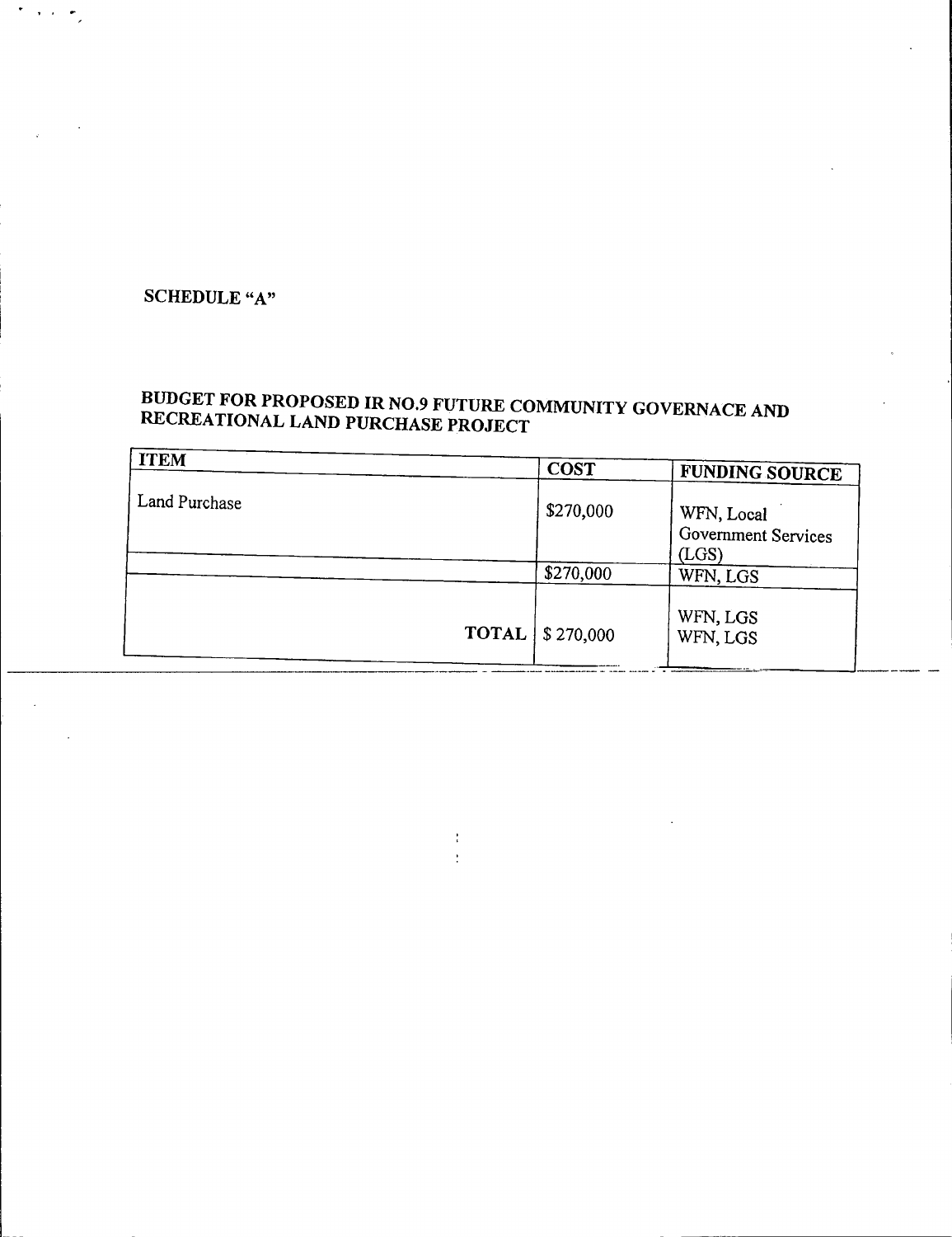SCHEDULE "A"

**BUDGET FOR PROPOSED IR NO.9 FUTURE COMMUNITY GOVERNACE AND RECREATIONAL LAND PURCHASE PROJECT**

| ITEM | COST | FUNDING SOURCE |
|---|---|---|
| Land Purchase | $270,000 | WFN, Local Government Services (LGS) |
| | $270,000 | WFN, LGS |
| **TOTAL** | $ 270,000 | WFN, LGS<br>WFN, LGS |